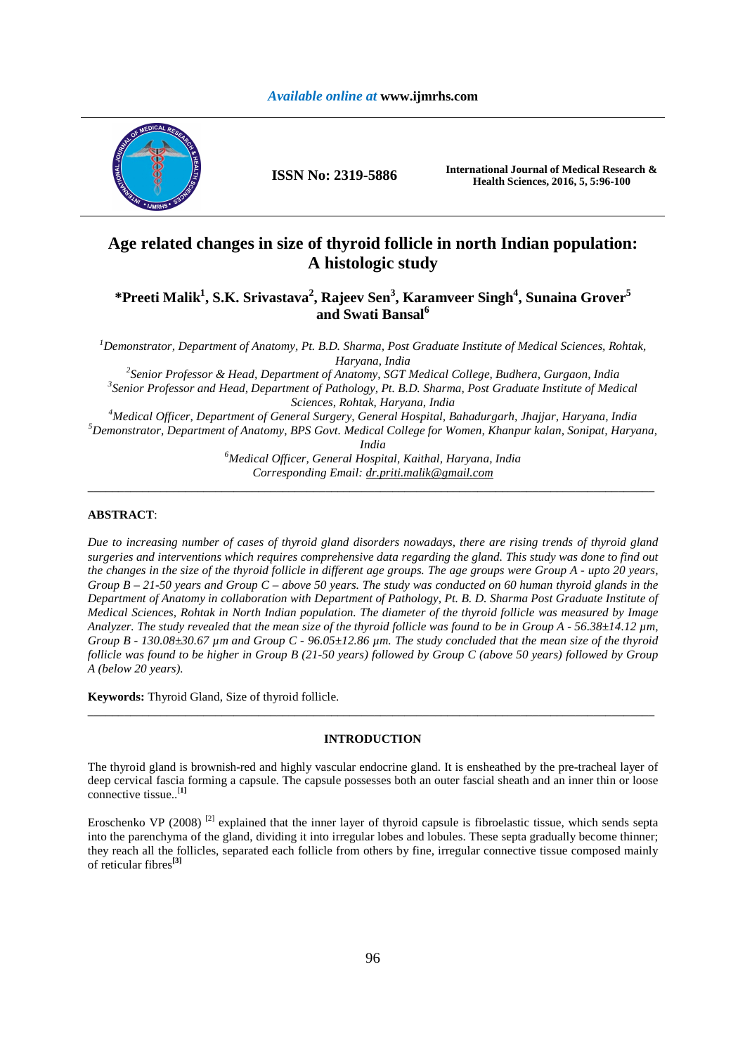# Age related changes in size of thyroid follicle in north Indian population: A histologic study

**\*Preeti Malik[1], S.K. Srivastava[2], Rajeev Sen[3], Karamveer Singh[4], Sunaina Grover[5] and Swati Bansal[6]**

*[1]Demonstrator, Department of Anatomy, Pt. B.D. Sharma, Post Graduate Institute of Medical Sciences, Rohtak, Haryana, India*
*[2]Senior Professor & Head, Department of Anatomy, SGT Medical College, Budhera, Gurgaon, India*
*[3]Senior Professor and Head, Department of Pathology, Pt. B.D. Sharma, Post Graduate Institute of Medical Sciences, Rohtak, Haryana, India*
*[4]Medical Officer, Department of General Surgery, General Hospital, Bahadurgarh, Jhajjar, Haryana, India*
*[5]Demonstrator, Department of Anatomy, BPS Govt. Medical College for Women, Khanpur kalan, Sonipat, Haryana, India*
*[6]Medical Officer, General Hospital, Kaithal, Haryana, India*
*Corresponding Email: dr.priti.malik@gmail.com*

---

**ABSTRACT**:

*Due to increasing number of cases of thyroid gland disorders nowadays, there are rising trends of thyroid gland surgeries and interventions which requires comprehensive data regarding the gland. This study was done to find out the changes in the size of the thyroid follicle in different age groups. The age groups were Group A - upto 20 years, Group B – 21-50 years and Group C – above 50 years. The study was conducted on 60 human thyroid glands in the Department of Anatomy in collaboration with Department of Pathology, Pt. B. D. Sharma Post Graduate Institute of Medical Sciences, Rohtak in North Indian population. The diameter of the thyroid follicle was measured by Image Analyzer. The study revealed that the mean size of the thyroid follicle was found to be in Group A - 56.38±14.12 µm, Group B - 130.08±30.67 µm and Group C - 96.05±12.86 µm. The study concluded that the mean size of the thyroid follicle was found to be higher in Group B (21-50 years) followed by Group C (above 50 years) followed by Group A (below 20 years).*

**Keywords:** Thyroid Gland, Size of thyroid follicle.

---

## INTRODUCTION

The thyroid gland is brownish-red and highly vascular endocrine gland. It is ensheathed by the pre-tracheal layer of deep cervical fascia forming a capsule. The capsule possesses both an outer fascial sheath and an inner thin or loose connective tissue..[1]

Eroschenko VP (2008) [2] explained that the inner layer of thyroid capsule is fibroelastic tissue, which sends septa into the parenchyma of the gland, dividing it into irregular lobes and lobules. These septa gradually become thinner; they reach all the follicles, separated each follicle from others by fine, irregular connective tissue composed mainly of reticular fibres[3]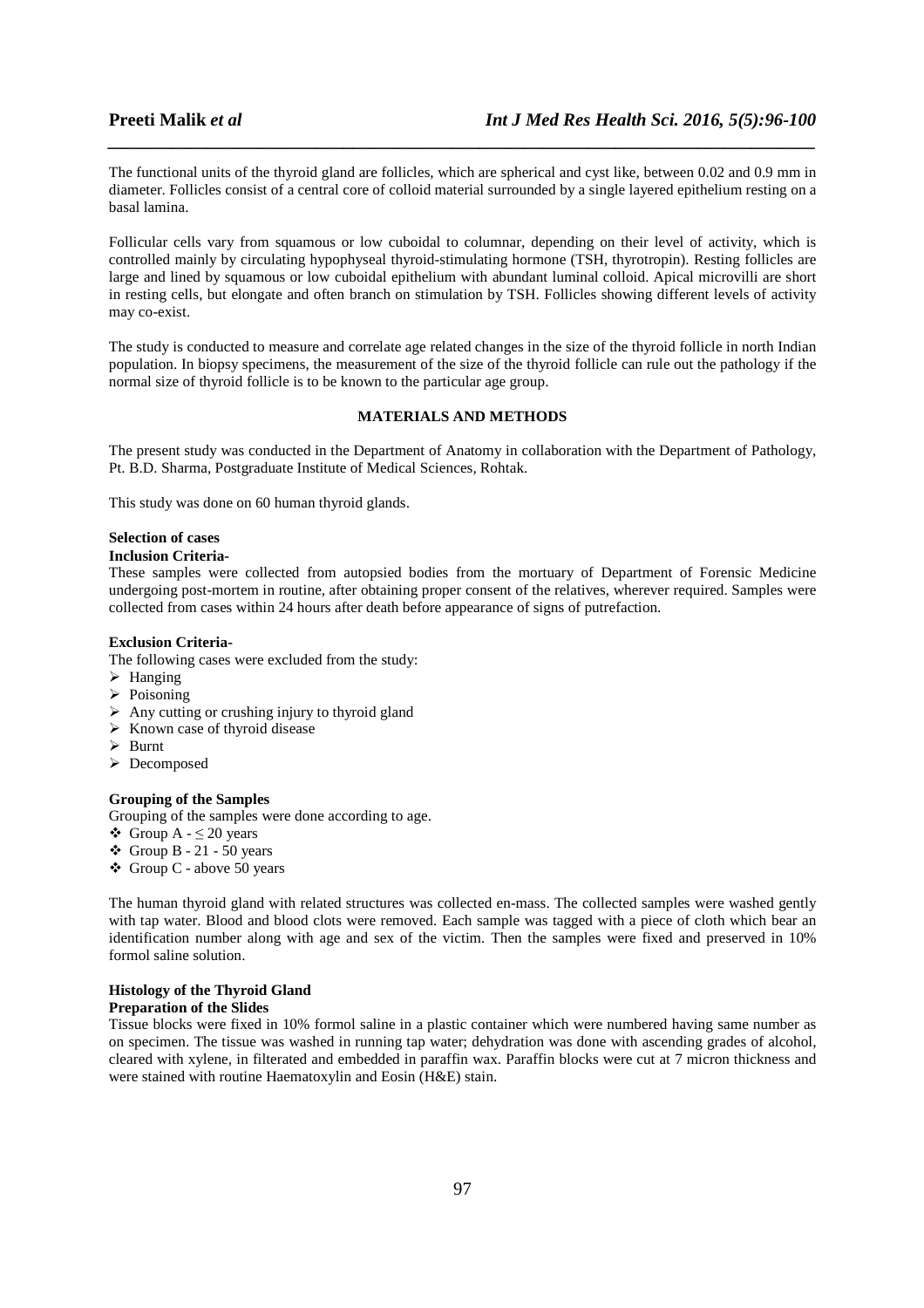The functional units of the thyroid gland are follicles, which are spherical and cyst like, between 0.02 and 0.9 mm in diameter. Follicles consist of a central core of colloid material surrounded by a single layered epithelium resting on a basal lamina.

Follicular cells vary from squamous or low cuboidal to columnar, depending on their level of activity, which is controlled mainly by circulating hypophyseal thyroid-stimulating hormone (TSH, thyrotropin). Resting follicles are large and lined by squamous or low cuboidal epithelium with abundant luminal colloid. Apical microvilli are short in resting cells, but elongate and often branch on stimulation by TSH. Follicles showing different levels of activity may co-exist.

The study is conducted to measure and correlate age related changes in the size of the thyroid follicle in north Indian population. In biopsy specimens, the measurement of the size of the thyroid follicle can rule out the pathology if the normal size of thyroid follicle is to be known to the particular age group.

## MATERIALS AND METHODS

The present study was conducted in the Department of Anatomy in collaboration with the Department of Pathology, Pt. B.D. Sharma, Postgraduate Institute of Medical Sciences, Rohtak.

This study was done on 60 human thyroid glands.

### Selection of cases

**Inclusion Criteria-**

These samples were collected from autopsied bodies from the mortuary of Department of Forensic Medicine undergoing post-mortem in routine, after obtaining proper consent of the relatives, wherever required. Samples were collected from cases within 24 hours after death before appearance of signs of putrefaction.

**Exclusion Criteria-**

The following cases were excluded from the study:

- Hanging
- Poisoning
- Any cutting or crushing injury to thyroid gland
- Known case of thyroid disease
- Burnt
- Decomposed

### Grouping of the Samples

Grouping of the samples were done according to age.

- Group A - $\leq$ 20 years
- Group B - 21 - 50 years
- Group C - above 50 years

The human thyroid gland with related structures was collected en-mass. The collected samples were washed gently with tap water. Blood and blood clots were removed. Each sample was tagged with a piece of cloth which bear an identification number along with age and sex of the victim. Then the samples were fixed and preserved in 10% formol saline solution.

### Histology of the Thyroid Gland

**Preparation of the Slides**

Tissue blocks were fixed in 10% formol saline in a plastic container which were numbered having same number as on specimen. The tissue was washed in running tap water; dehydration was done with ascending grades of alcohol, cleared with xylene, in filterated and embedded in paraffin wax. Paraffin blocks were cut at 7 micron thickness and were stained with routine Haematoxylin and Eosin (H&E) stain.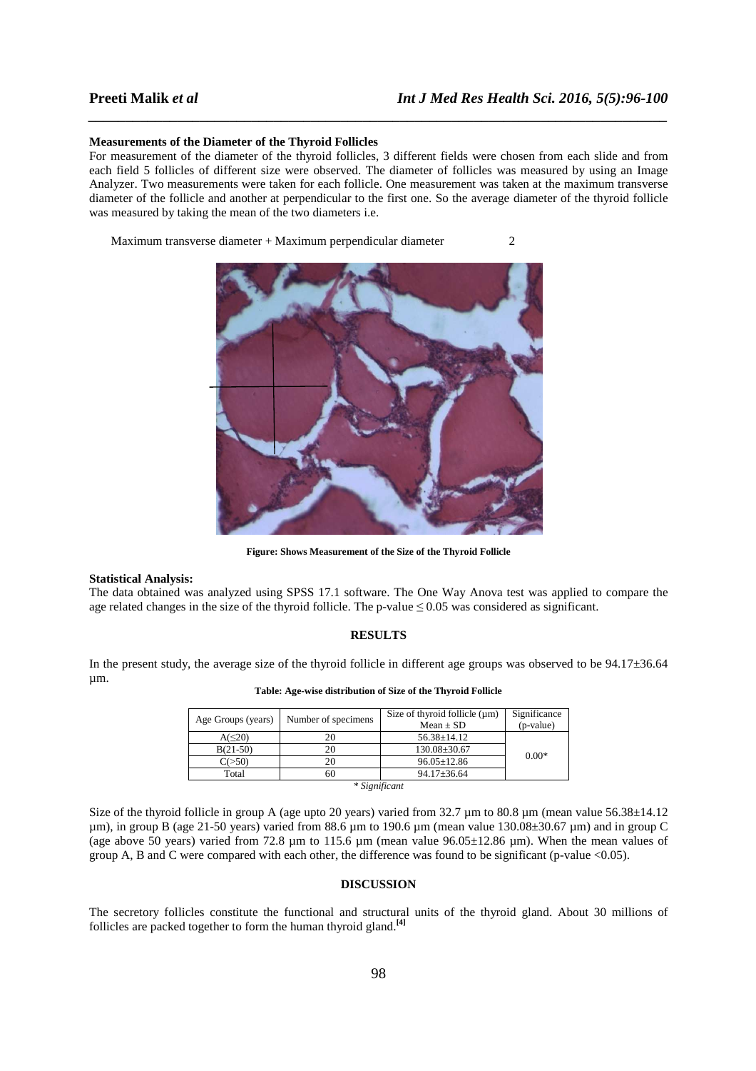### Measurements of the Diameter of the Thyroid Follicles

For measurement of the diameter of the thyroid follicles, 3 different fields were chosen from each slide and from each field 5 follicles of different size were observed. The diameter of follicles was measured by using an Image Analyzer. Two measurements were taken for each follicle. One measurement was taken at the maximum transverse diameter of the follicle and another at perpendicular to the first one. So the average diameter of the thyroid follicle was measured by taking the mean of the two diameters i.e.

Maximum transverse diameter + Maximum perpendicular diameter 2

**Figure: Shows Measurement of the Size of the Thyroid Follicle**

### Statistical Analysis:

The data obtained was analyzed using SPSS 17.1 software. The One Way Anova test was applied to compare the age related changes in the size of the thyroid follicle. The p-value $\leq 0.05$ was considered as significant.

## RESULTS

In the present study, the average size of the thyroid follicle in different age groups was observed to be 94.17±36.64 µm.

**Table: Age-wise distribution of Size of the Thyroid Follicle**

| Age Groups (years) | Number of specimens | Size of thyroid follicle (µm) Mean ± SD | Significance (p-value) |
|---|---|---|---|
| A(≤20) | 20 | 56.38±14.12 | 0.00* |
| B(21-50) | 20 | 130.08±30.67 | |
| C(>50) | 20 | 96.05±12.86 | |
| Total | 60 | 94.17±36.64 | |

*\* Significant*

Size of the thyroid follicle in group A (age upto 20 years) varied from 32.7 µm to 80.8 µm (mean value 56.38±14.12 µm), in group B (age 21-50 years) varied from 88.6 µm to 190.6 µm (mean value 130.08±30.67 µm) and in group C (age above 50 years) varied from 72.8 µm to 115.6 µm (mean value 96.05±12.86 µm). When the mean values of group A, B and C were compared with each other, the difference was found to be significant (p-value <0.05).

## DISCUSSION

The secretory follicles constitute the functional and structural units of the thyroid gland. About 30 millions of follicles are packed together to form the human thyroid gland.[4]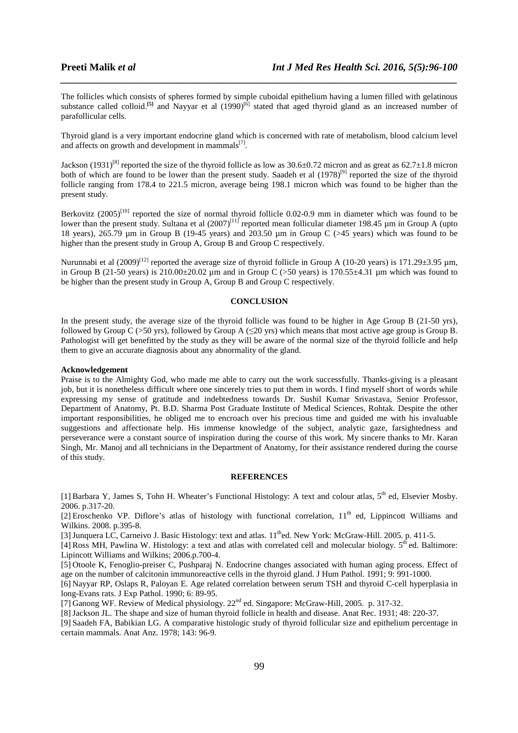The follicles which consists of spheres formed by simple cuboidal epithelium having a lumen filled with gelatinous substance called colloid.[5] and Nayyar et al (1990)[6] stated that aged thyroid gland as an increased number of parafollicular cells.

Thyroid gland is a very important endocrine gland which is concerned with rate of metabolism, blood calcium level and affects on growth and development in mammals[7].

Jackson (1931)[8] reported the size of the thyroid follicle as low as 30.6±0.72 micron and as great as 62.7±1.8 micron both of which are found to be lower than the present study. Saadeh et al (1978)[9] reported the size of the thyroid follicle ranging from 178.4 to 221.5 micron, average being 198.1 micron which was found to be higher than the present study.

Berkovitz (2005)[10] reported the size of normal thyroid follicle 0.02-0.9 mm in diameter which was found to be lower than the present study. Sultana et al (2007)[11] reported mean follicular diameter 198.45 µm in Group A (upto 18 years), 265.79 µm in Group B (19-45 years) and 203.50 µm in Group C (>45 years) which was found to be higher than the present study in Group A, Group B and Group C respectively.

Nurunnabi et al (2009)[12] reported the average size of thyroid follicle in Group A (10-20 years) is 171.29±3.95 µm, in Group B (21-50 years) is 210.00±20.02 µm and in Group C (>50 years) is 170.55±4.31 µm which was found to be higher than the present study in Group A, Group B and Group C respectively.

## CONCLUSION

In the present study, the average size of the thyroid follicle was found to be higher in Age Group B (21-50 yrs), followed by Group C (>50 yrs), followed by Group A (≤20 yrs) which means that most active age group is Group B. Pathologist will get benefitted by the study as they will be aware of the normal size of the thyroid follicle and help them to give an accurate diagnosis about any abnormality of the gland.

### Acknowledgement

Praise is to the Almighty God, who made me able to carry out the work successfully. Thanks-giving is a pleasant job, but it is nonetheless difficult where one sincerely tries to put them in words. I find myself short of words while expressing my sense of gratitude and indebtedness towards Dr. Sushil Kumar Srivastava, Senior Professor, Department of Anatomy, Pt. B.D. Sharma Post Graduate Institute of Medical Sciences, Rohtak. Despite the other important responsibilities, he obliged me to encroach over his precious time and guided me with his invaluable suggestions and affectionate help. His immense knowledge of the subject, analytic gaze, farsightedness and perseverance were a constant source of inspiration during the course of this work. My sincere thanks to Mr. Karan Singh, Mr. Manoj and all technicians in the Department of Anatomy, for their assistance rendered during the course of this study.

## REFERENCES

[1] Barbara Y, James S, Tohn H. Wheater's Functional Histology: A text and colour atlas, 5th ed, Elsevier Mosby. 2006. p.317-20.

[2] Eroschenko VP. Diflore's atlas of histology with functional correlation, 11th ed, Lippincott Williams and Wilkins. 2008. p.395-8.

[3] Junquera LC, Carneivo J. Basic Histology: text and atlas. 11th ed. New York: McGraw-Hill. 2005. p. 411-5.

[4] Ross MH, Pawlina W. Histology: a text and atlas with correlated cell and molecular biology. 5th ed. Baltimore: Lipincott Williams and Wilkins; 2006.p.700-4.

[5] Otoole K, Fenoglio-preiser C, Pushparaj N. Endocrine changes associated with human aging process. Effect of age on the number of calcitonin immunoreactive cells in the thyroid gland. J Hum Pathol. 1991; 9: 991-1000.

[6] Nayyar RP, Oslaps R, Paloyan E. Age related correlation between serum TSH and thyroid C-cell hyperplasia in long-Evans rats. J Exp Pathol. 1990; 6: 89-95.

[7] Ganong WF. Review of Medical physiology. 22nd ed. Singapore: McGraw-Hill, 2005. p. 317-32.

[8] Jackson JL. The shape and size of human thyroid follicle in health and disease. Anat Rec. 1931; 48: 220-37.

[9] Saadeh FA, Babikian LG. A comparative histologic study of thyroid follicular size and epithelium percentage in certain mammals. Anat Anz. 1978; 143: 96-9.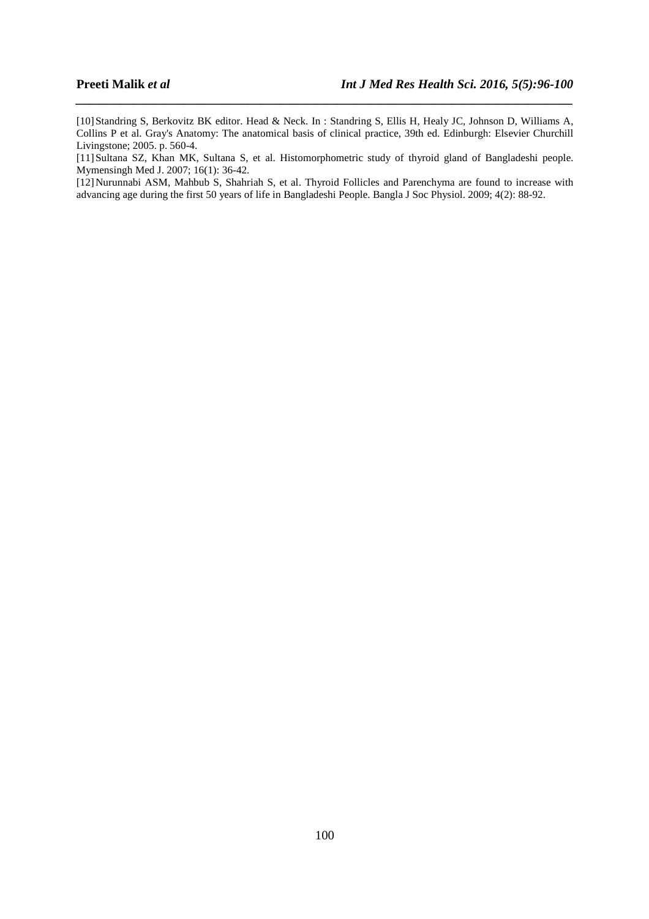[10] Standring S, Berkovitz BK editor. Head & Neck. In : Standring S, Ellis H, Healy JC, Johnson D, Williams A, Collins P et al. Gray's Anatomy: The anatomical basis of clinical practice, 39th ed. Edinburgh: Elsevier Churchill Livingstone; 2005. p. 560-4.

[11] Sultana SZ, Khan MK, Sultana S, et al. Histomorphometric study of thyroid gland of Bangladeshi people. Mymensingh Med J. 2007; 16(1): 36-42.

[12] Nurunnabi ASM, Mahbub S, Shahriah S, et al. Thyroid Follicles and Parenchyma are found to increase with advancing age during the first 50 years of life in Bangladeshi People. Bangla J Soc Physiol. 2009; 4(2): 88-92.